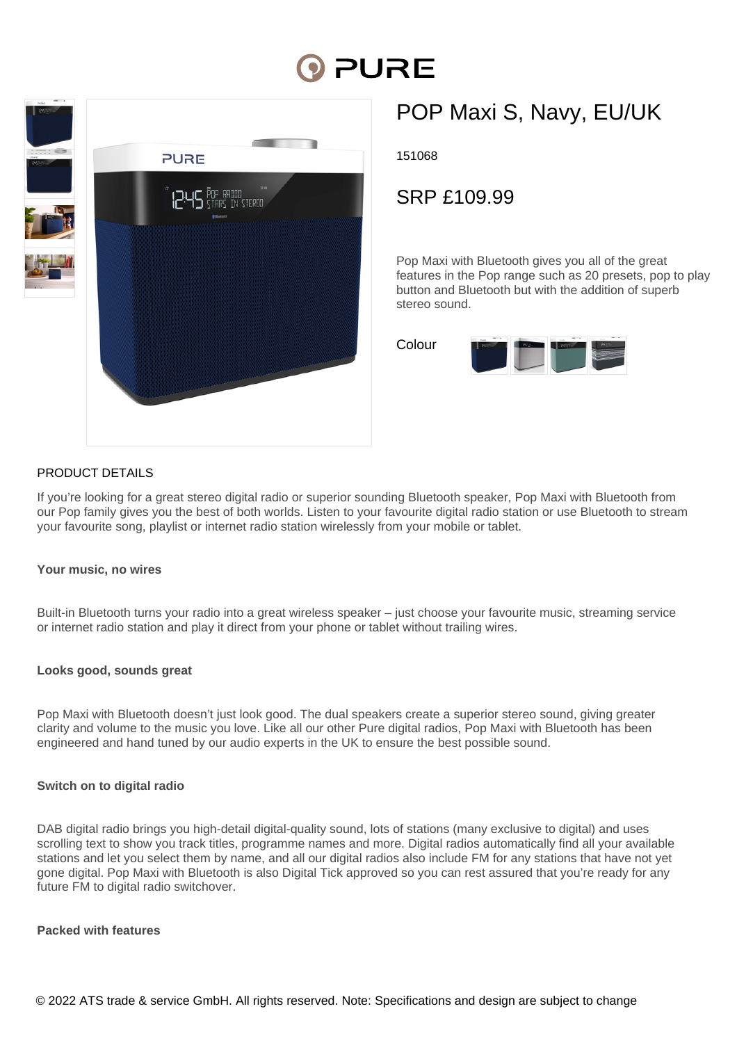# POP Maxi S, Navy, EU/UK

151068

## SRP £109.99

Pop Maxi with Bluetooth gives you all of the great features in the Pop range such as 20 presets, pop to play button and Bluetooth but with the addition of superb stereo sound.

Colour

## PRODUCT DETAILS

If you're looking for a great stereo digital radio or superior sounding Bluetooth speaker, Pop Maxi with Bluetooth from our Pop family gives you the best of both worlds. Listen to your favourite digital radio station or use Bluetooth to stream your favourite song, playlist or internet radio station wirelessly from your mobile or tablet.

**Your music, no wires**

Built-in Bluetooth turns your radio into a great wireless speaker – just choose your favourite music, streaming service or internet radio station and play it direct from your phone or tablet without trailing wires.

**Looks good, sounds great**

Pop Maxi with Bluetooth doesn't just look good. The dual speakers create a superior stereo sound, giving greater clarity and volume to the music you love. Like all our other Pure digital radios, Pop Maxi with Bluetooth has been engineered and hand tuned by our audio experts in the UK to ensure the best possible sound.

**Switch on to digital radio**

DAB digital radio brings you high-detail digital-quality sound, lots of stations (many exclusive to digital) and uses scrolling text to show you track titles, programme names and more. Digital radios automatically find all your available stations and let you select them by name, and all our digital radios also include FM for any stations that have not yet gone digital. Pop Maxi with Bluetooth is also Digital Tick approved so you can rest assured that you're ready for any future FM to digital radio switchover.

**Packed with features**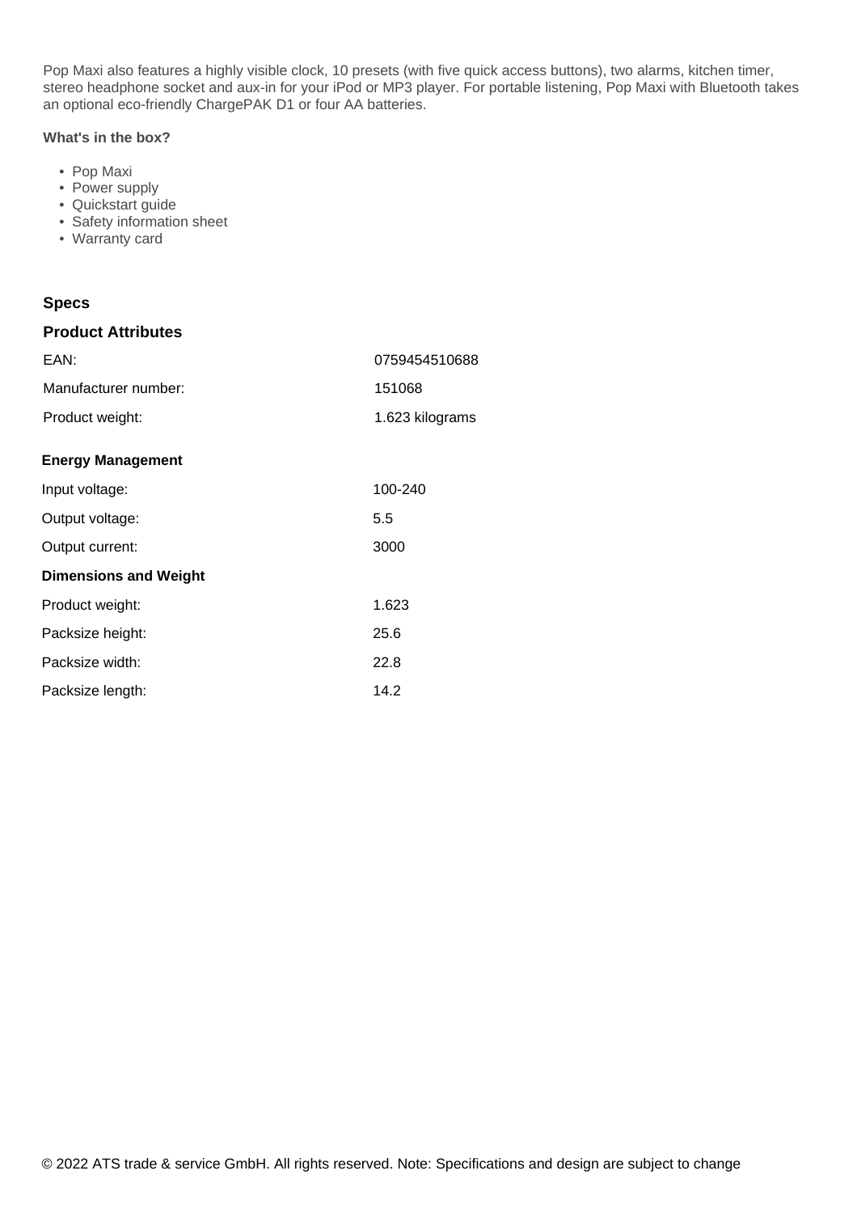Pop Maxi also features a highly visible clock, 10 presets (with five quick access buttons), two alarms, kitchen timer, stereo headphone socket and aux-in for your iPod or MP3 player. For portable listening, Pop Maxi with Bluetooth takes an optional eco-friendly ChargePAK D1 or four AA batteries.

**What's in the box?**

- Pop Maxi
- Power supply
- Quickstart guide
- Safety information sheet
- Warranty card

## Specs

### Product Attributes

| | |
|---|---|
| EAN: | 0759454510688 |
| Manufacturer number: | 151068 |
| Product weight: | 1.623 kilograms |

### Energy Management

| | |
|---|---|
| Input voltage: | 100-240 |
| Output voltage: | 5.5 |
| Output current: | 3000 |

### Dimensions and Weight

| | |
|---|---|
| Product weight: | 1.623 |
| Packsize height: | 25.6 |
| Packsize width: | 22.8 |
| Packsize length: | 14.2 |

© 2022 ATS trade & service GmbH. All rights reserved. Note: Specifications and design are subject to change